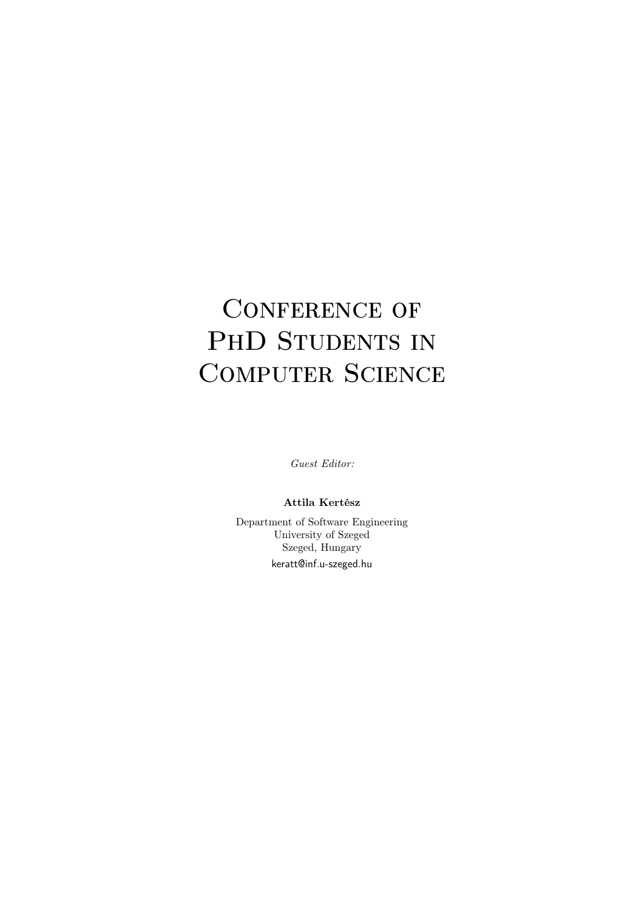# Conference of PhD Students in Computer Science

*Guest Editor:*

**Attila Kertész**

Department of Software Engineering
University of Szeged
Szeged, Hungary
keratt@inf.u-szeged.hu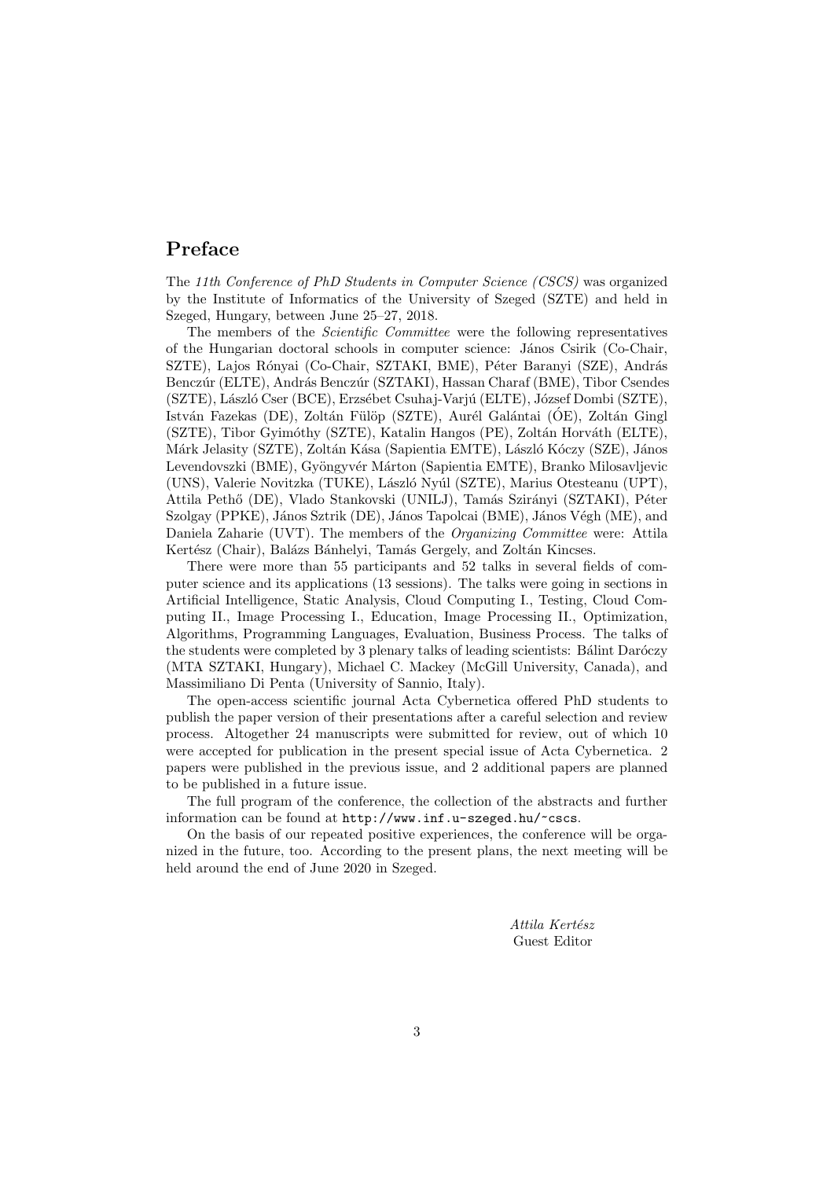# Preface

The *11th Conference of PhD Students in Computer Science (CSCS)* was organized by the Institute of Informatics of the University of Szeged (SZTE) and held in Szeged, Hungary, between June 25–27, 2018.

The members of the *Scientific Committee* were the following representatives of the Hungarian doctoral schools in computer science: János Csirik (Co-Chair, SZTE), Lajos Rónyai (Co-Chair, SZTAKI, BME), Péter Baranyi (SZE), András Benczúr (ELTE), András Benczúr (SZTAKI), Hassan Charaf (BME), Tibor Csendes (SZTE), László Cser (BCE), Erzsébet Csuhaj-Varjú (ELTE), József Dombi (SZTE), István Fazekas (DE), Zoltán Fülöp (SZTE), Aurél Galántai (ÓE), Zoltán Gingl (SZTE), Tibor Gyimóthy (SZTE), Katalin Hangos (PE), Zoltán Horváth (ELTE), Márk Jelasity (SZTE), Zoltán Kása (Sapientia EMTE), László Kóczy (SZE), János Levendovszki (BME), Gyöngyvér Márton (Sapientia EMTE), Branko Milosavljevic (UNS), Valerie Novitzka (TUKE), László Nyúl (SZTE), Marius Otesteanu (UPT), Attila Pethő (DE), Vlado Stankovski (UNILJ), Tamás Szirányi (SZTAKI), Péter Szolgay (PPKE), János Sztrik (DE), János Tapolcai (BME), János Végh (ME), and Daniela Zaharie (UVT). The members of the *Organizing Committee* were: Attila Kertész (Chair), Balázs Bánhelyi, Tamás Gergely, and Zoltán Kincses.

There were more than 55 participants and 52 talks in several fields of computer science and its applications (13 sessions). The talks were going in sections in Artificial Intelligence, Static Analysis, Cloud Computing I., Testing, Cloud Computing II., Image Processing I., Education, Image Processing II., Optimization, Algorithms, Programming Languages, Evaluation, Business Process. The talks of the students were completed by 3 plenary talks of leading scientists: Bálint Daróczy (MTA SZTAKI, Hungary), Michael C. Mackey (McGill University, Canada), and Massimiliano Di Penta (University of Sannio, Italy).

The open-access scientific journal Acta Cybernetica offered PhD students to publish the paper version of their presentations after a careful selection and review process. Altogether 24 manuscripts were submitted for review, out of which 10 were accepted for publication in the present special issue of Acta Cybernetica. 2 papers were published in the previous issue, and 2 additional papers are planned to be published in a future issue.

The full program of the conference, the collection of the abstracts and further information can be found at `http://www.inf.u-szeged.hu/~cscs`.

On the basis of our repeated positive experiences, the conference will be organized in the future, too. According to the present plans, the next meeting will be held around the end of June 2020 in Szeged.

*Attila Kertész*
Guest Editor